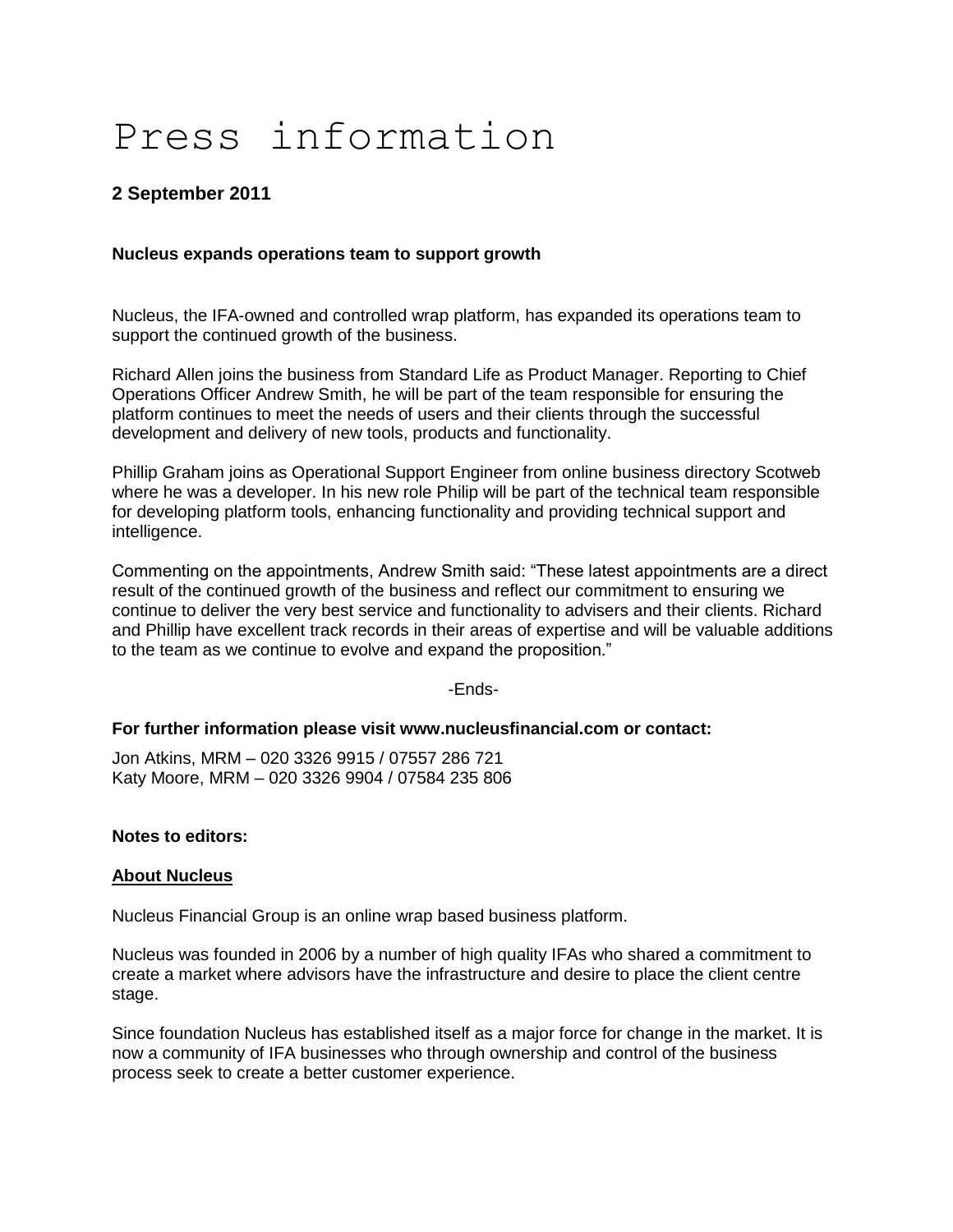# Press information

**2 September 2011**

**Nucleus expands operations team to support growth**

Nucleus, the IFA-owned and controlled wrap platform, has expanded its operations team to support the continued growth of the business.

Richard Allen joins the business from Standard Life as Product Manager. Reporting to Chief Operations Officer Andrew Smith, he will be part of the team responsible for ensuring the platform continues to meet the needs of users and their clients through the successful development and delivery of new tools, products and functionality.

Phillip Graham joins as Operational Support Engineer from online business directory Scotweb where he was a developer. In his new role Philip will be part of the technical team responsible for developing platform tools, enhancing functionality and providing technical support and intelligence.

Commenting on the appointments, Andrew Smith said: "These latest appointments are a direct result of the continued growth of the business and reflect our commitment to ensuring we continue to deliver the very best service and functionality to advisers and their clients. Richard and Phillip have excellent track records in their areas of expertise and will be valuable additions to the team as we continue to evolve and expand the proposition."

-Ends-

**For further information please visit www.nucleusfinancial.com or contact:**

Jon Atkins, MRM – 020 3326 9915 / 07557 286 721
Katy Moore, MRM – 020 3326 9904 / 07584 235 806

**Notes to editors:**

**About Nucleus**

Nucleus Financial Group is an online wrap based business platform.

Nucleus was founded in 2006 by a number of high quality IFAs who shared a commitment to create a market where advisors have the infrastructure and desire to place the client centre stage.

Since foundation Nucleus has established itself as a major force for change in the market. It is now a community of IFA businesses who through ownership and control of the business process seek to create a better customer experience.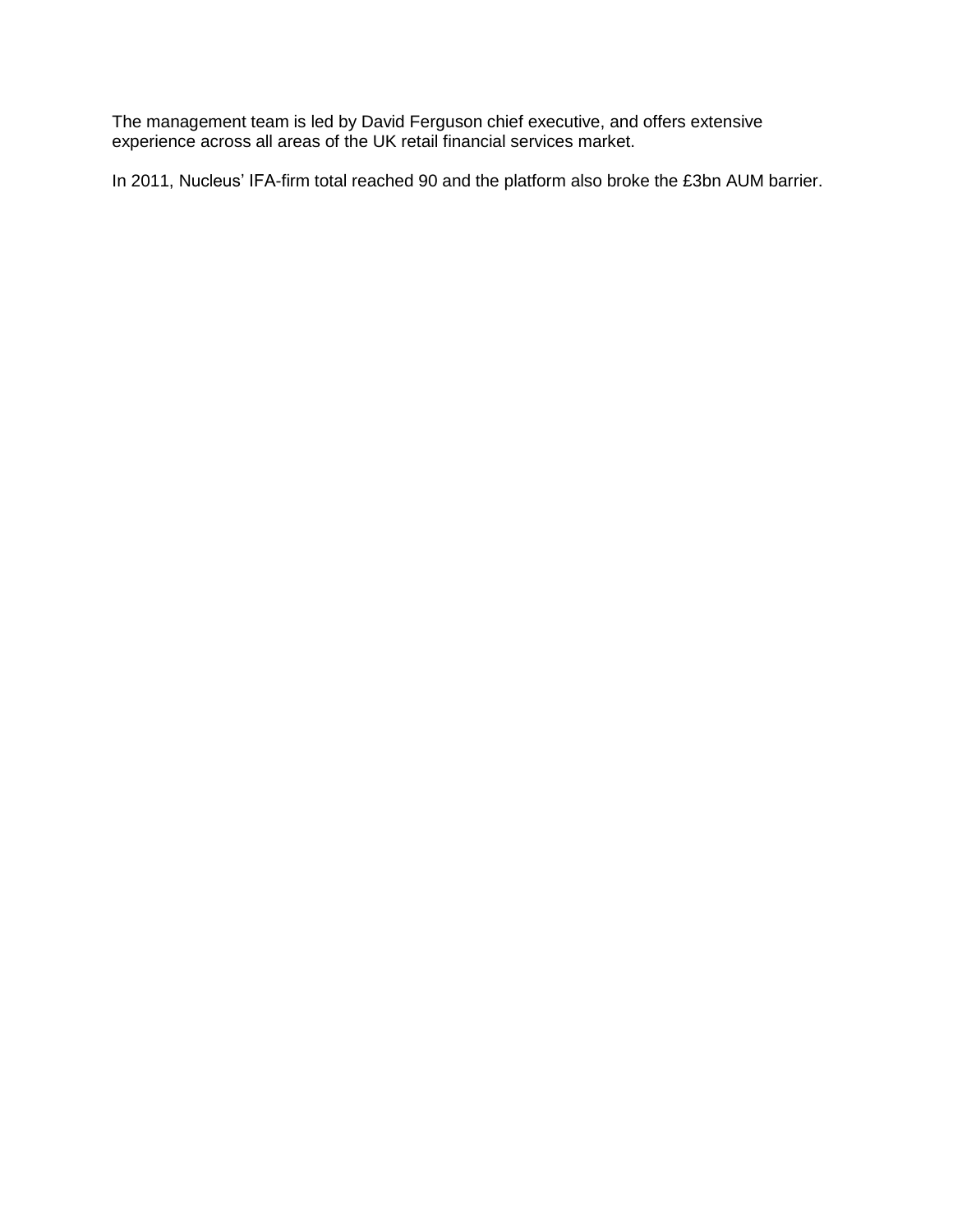The management team is led by David Ferguson chief executive, and offers extensive experience across all areas of the UK retail financial services market.

In 2011, Nucleus' IFA-firm total reached 90 and the platform also broke the £3bn AUM barrier.